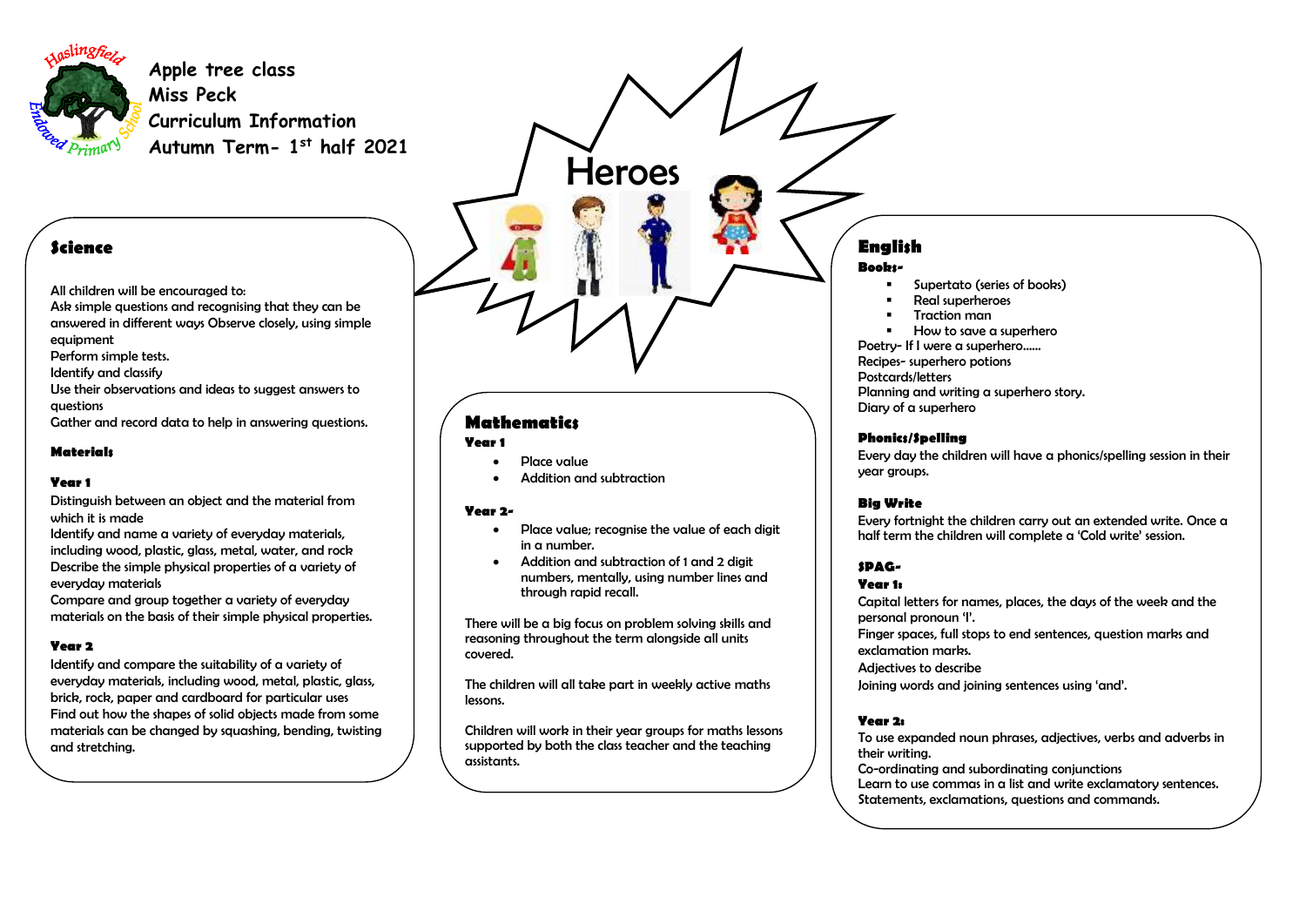# Apple tree class

Miss Peck

Curriculum Information

Autumn Term- 1st half 2021

## Heroes

## Science

All children will be encouraged to:

Ask simple questions and recognising that they can be answered in different ways Observe closely, using simple equipment

Perform simple tests.

Identify and classify

Use their observations and ideas to suggest answers to questions

Gather and record data to help in answering questions.

### Materials

**Year 1**

Distinguish between an object and the material from which it is made

Identify and name a variety of everyday materials, including wood, plastic, glass, metal, water, and rock

Describe the simple physical properties of a variety of everyday materials

Compare and group together a variety of everyday materials on the basis of their simple physical properties.

**Year 2**

Identify and compare the suitability of a variety of everyday materials, including wood, metal, plastic, glass, brick, rock, paper and cardboard for particular uses

Find out how the shapes of solid objects made from some materials can be changed by squashing, bending, twisting and stretching.

## Mathematics

**Year 1**

- Place value
- Addition and subtraction

**Year 2-**

- Place value; recognise the value of each digit in a number.
- Addition and subtraction of 1 and 2 digit numbers, mentally, using number lines and through rapid recall.

There will be a big focus on problem solving skills and reasoning throughout the term alongside all units covered.

The children will all take part in weekly active maths lessons.

Children will work in their year groups for maths lessons supported by both the class teacher and the teaching assistants.

## English

**Books-**

- Supertato (series of books)
- Real superheroes
- Traction man
- How to save a superhero

Poetry- If I were a superhero......

Recipes- superhero potions

Postcards/letters

Planning and writing a superhero story.

Diary of a superhero

### Phonics/Spelling

Every day the children will have a phonics/spelling session in their year groups.

### Big Write

Every fortnight the children carry out an extended write. Once a half term the children will complete a 'Cold write' session.

### SPAG-

**Year 1:**

Capital letters for names, places, the days of the week and the personal pronoun 'I'.

Finger spaces, full stops to end sentences, question marks and exclamation marks.

Adjectives to describe

Joining words and joining sentences using 'and'.

**Year 2:**

To use expanded noun phrases, adjectives, verbs and adverbs in their writing.

Co-ordinating and subordinating conjunctions

Learn to use commas in a list and write exclamatory sentences.

Statements, exclamations, questions and commands.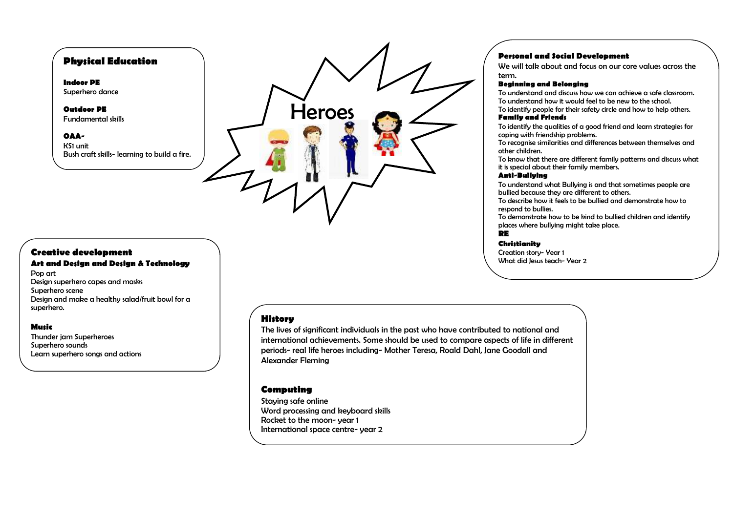## Physical Education

**Indoor PE**
Superhero dance

**Outdoor PE**
Fundamental skills

**OAA-**
KS1 unit
Bush craft skills- learning to build a fire.

# Heroes

## Personal and Social Development

We will talk about and focus on our core values across the term.

**Beginning and Belonging**
To understand and discuss how we can achieve a safe classroom.
To understand how it would feel to be new to the school.
To identify people for their safety circle and how to help others.

**Family and Friends**
To identify the qualities of a good friend and learn strategies for coping with friendship problems.
To recognise similarities and differences between themselves and other children.
To know that there are different family patterns and discuss what it is special about their family members.

**Anti-Bullying**
To understand what Bullying is and that sometimes people are bullied because they are different to others.
To describe how it feels to be bullied and demonstrate how to respond to bullies.
To demonstrate how to be kind to bullied children and identify places where bullying might take place.

**RE**

**Christianity**
Creation story- Year 1
What did Jesus teach- Year 2

## Creative development

**Art and Design and Design & Technology**
Pop art
Design superhero capes and masks
Superhero scene
Design and make a healthy salad/fruit bowl for a superhero.

**Music**
Thunder jam Superheroes
Superhero sounds
Learn superhero songs and actions

## History

The lives of significant individuals in the past who have contributed to national and international achievements. Some should be used to compare aspects of life in different periods- real life heroes including- Mother Teresa, Roald Dahl, Jane Goodall and Alexander Fleming

## Computing

Staying safe online
Word processing and keyboard skills
Rocket to the moon- year 1
International space centre- year 2